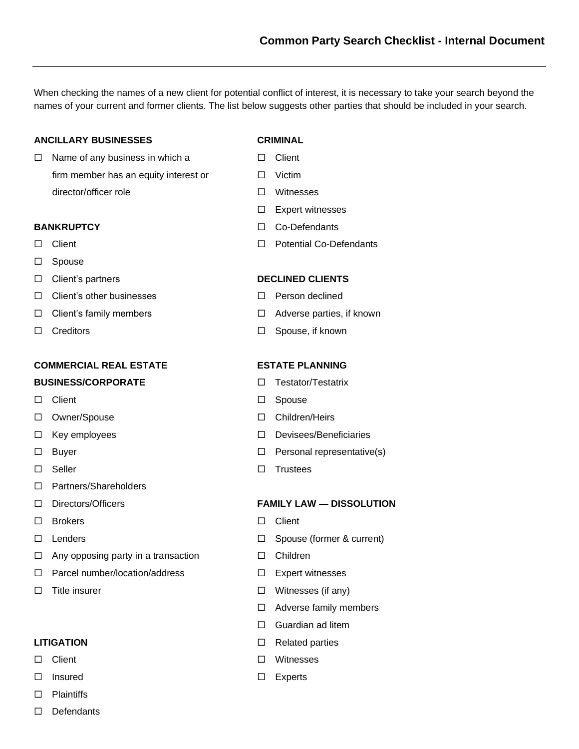# Common Party Search Checklist - Internal Document

When checking the names of a new client for potential conflict of interest, it is necessary to take your search beyond the names of your current and former clients. The list below suggests other parties that should be included in your search.

**ANCILLARY BUSINESSES**

- ☐ Name of any business in which a firm member has an equity interest or director/officer role

**BANKRUPTCY**

- ☐ Client
- ☐ Spouse
- ☐ Client's partners
- ☐ Client's other businesses
- ☐ Client's family members
- ☐ Creditors

**COMMERCIAL REAL ESTATE BUSINESS/CORPORATE**

- ☐ Client
- ☐ Owner/Spouse
- ☐ Key employees
- ☐ Buyer
- ☐ Seller
- ☐ Partners/Shareholders
- ☐ Directors/Officers
- ☐ Brokers
- ☐ Lenders
- ☐ Any opposing party in a transaction
- ☐ Parcel number/location/address
- ☐ Title insurer

**LITIGATION**

- ☐ Client
- ☐ Insured
- ☐ Plaintiffs
- ☐ Defendants

**CRIMINAL**

- ☐ Client
- ☐ Victim
- ☐ Witnesses
- ☐ Expert witnesses
- ☐ Co-Defendants
- ☐ Potential Co-Defendants

**DECLINED CLIENTS**

- ☐ Person declined
- ☐ Adverse parties, if known
- ☐ Spouse, if known

**ESTATE PLANNING**

- ☐ Testator/Testatrix
- ☐ Spouse
- ☐ Children/Heirs
- ☐ Devisees/Beneficiaries
- ☐ Personal representative(s)
- ☐ Trustees

**FAMILY LAW — DISSOLUTION**

- ☐ Client
- ☐ Spouse (former & current)
- ☐ Children
- ☐ Expert witnesses
- ☐ Witnesses (if any)
- ☐ Adverse family members
- ☐ Guardian ad litem
- ☐ Related parties
- ☐ Witnesses
- ☐ Experts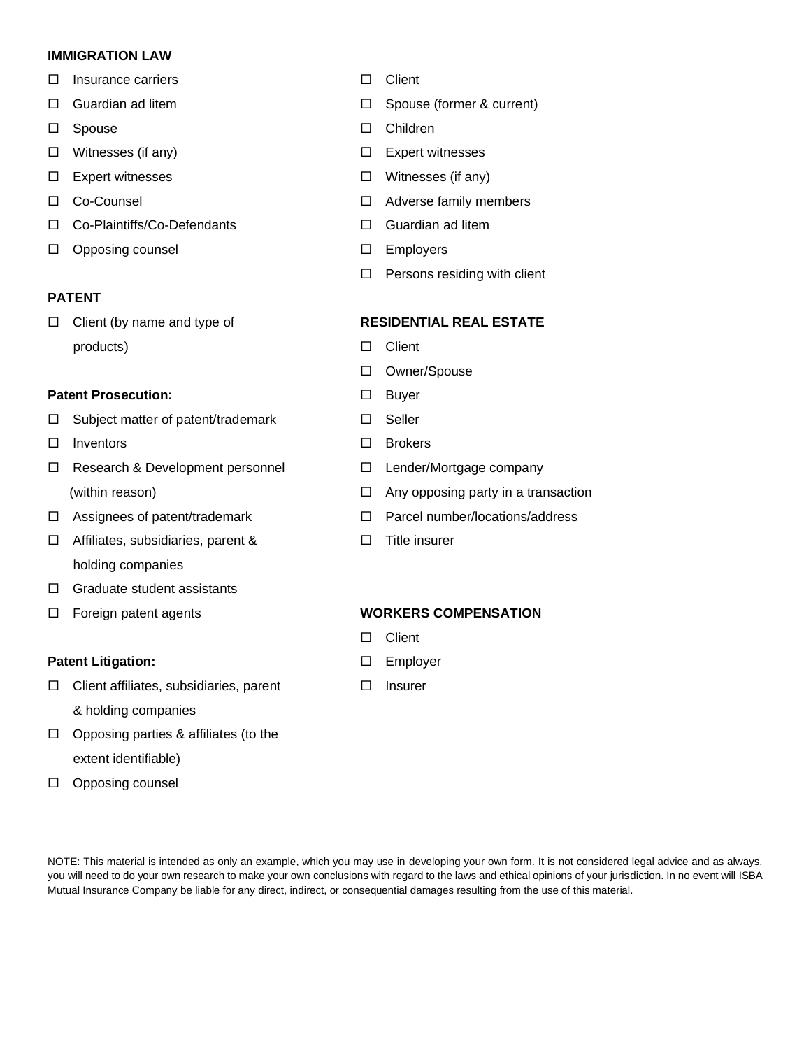**IMMIGRATION LAW**

- ☐ Insurance carriers
- ☐ Guardian ad litem
- ☐ Spouse
- ☐ Witnesses (if any)
- ☐ Expert witnesses
- ☐ Co-Counsel
- ☐ Co-Plaintiffs/Co-Defendants
- ☐ Opposing counsel

**PATENT**

- ☐ Client (by name and type of products)

**Patent Prosecution:**

- ☐ Subject matter of patent/trademark
- ☐ Inventors
- ☐ Research & Development personnel (within reason)
- ☐ Assignees of patent/trademark
- ☐ Affiliates, subsidiaries, parent & holding companies
- ☐ Graduate student assistants
- ☐ Foreign patent agents

**Patent Litigation:**

- ☐ Client affiliates, subsidiaries, parent & holding companies
- ☐ Opposing parties & affiliates (to the extent identifiable)
- ☐ Opposing counsel

- ☐ Client
- ☐ Spouse (former & current)
- ☐ Children
- ☐ Expert witnesses
- ☐ Witnesses (if any)
- ☐ Adverse family members
- ☐ Guardian ad litem
- ☐ Employers
- ☐ Persons residing with client

**RESIDENTIAL REAL ESTATE**

- ☐ Client
- ☐ Owner/Spouse
- ☐ Buyer
- ☐ Seller
- ☐ Brokers
- ☐ Lender/Mortgage company
- ☐ Any opposing party in a transaction
- ☐ Parcel number/locations/address
- ☐ Title insurer

**WORKERS COMPENSATION**

- ☐ Client
- ☐ Employer
- ☐ Insurer

NOTE: This material is intended as only an example, which you may use in developing your own form. It is not considered legal advice and as always, you will need to do your own research to make your own conclusions with regard to the laws and ethical opinions of your jurisdiction. In no event will ISBA Mutual Insurance Company be liable for any direct, indirect, or consequential damages resulting from the use of this material.